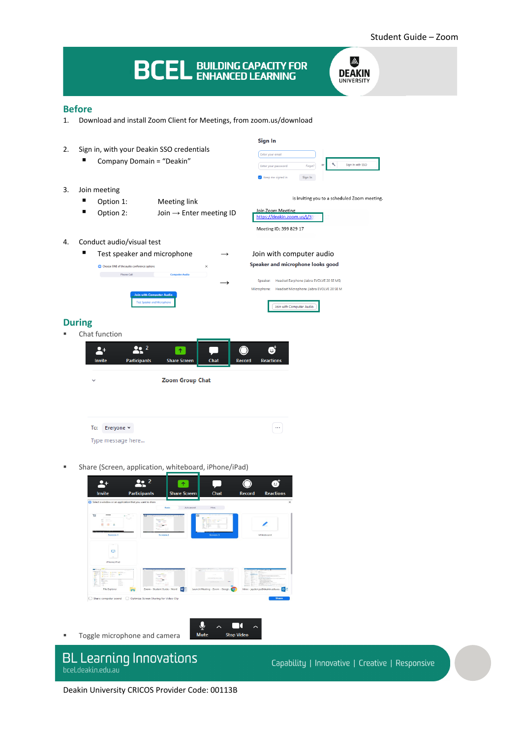# BCEL BUILDING CAPACITY FOR ENHANCED LEARNING

## Before

1. Download and install Zoom Client for Meetings, from zoom.us/download

2. Sign in, with your Deakin SSO credentials
   - Company Domain = "Deakin"

3. Join meeting
   - Option 1: Meeting link
   - Option 2: Join → Enter meeting ID

4. Conduct audio/visual test
   - Test speaker and microphone → Join with computer audio

## During

- Chat function

- Share (Screen, application, whiteboard, iPhone/iPad)

- Toggle microphone and camera

BL Learning Innovations
bcel.deakin.edu.au

Capability | Innovative | Creative | Responsive

Deakin University CRICOS Provider Code: 00113B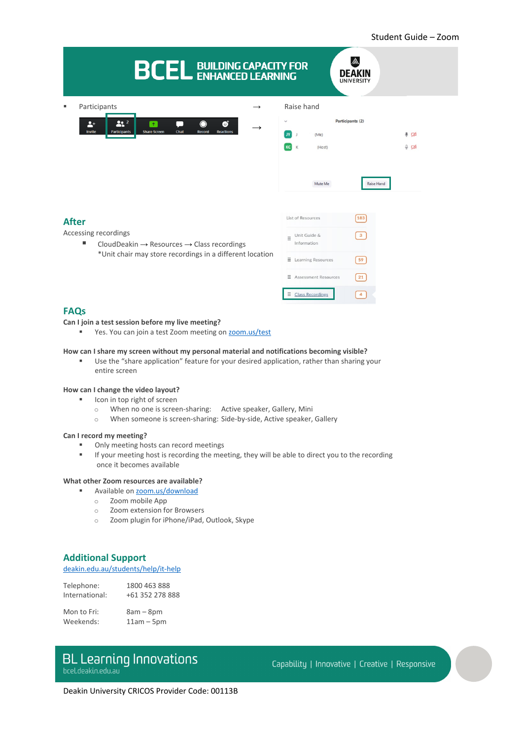- Participants → Raise hand

## After

Accessing recordings

- CloudDeakin → Resources → Class recordings
  *Unit chair may store recordings in a different location

## FAQs

**Can I join a test session before my live meeting?**

- Yes. You can join a test Zoom meeting on zoom.us/test

**How can I share my screen without my personal material and notifications becoming visible?**

- Use the "share application" feature for your desired application, rather than sharing your entire screen

**How can I change the video layout?**

- Icon in top right of screen
  - When no one is screen-sharing: Active speaker, Gallery, Mini
  - When someone is screen-sharing: Side-by-side, Active speaker, Gallery

**Can I record my meeting?**

- Only meeting hosts can record meetings
- If your meeting host is recording the meeting, they will be able to direct you to the recording once it becomes available

**What other Zoom resources are available?**

- Available on zoom.us/download
  - Zoom mobile App
  - Zoom extension for Browsers
  - Zoom plugin for iPhone/iPad, Outlook, Skype

## Additional Support

deakin.edu.au/students/help/it-help

| | |
|---|---|
| Telephone: | 1800 463 888 |
| International: | +61 352 278 888 |
| Mon to Fri: | 8am – 8pm |
| Weekends: | 11am – 5pm |

BL Learning Innovations
bcel.deakin.edu.au

Capability | Innovative | Creative | Responsive

Deakin University CRICOS Provider Code: 00113B